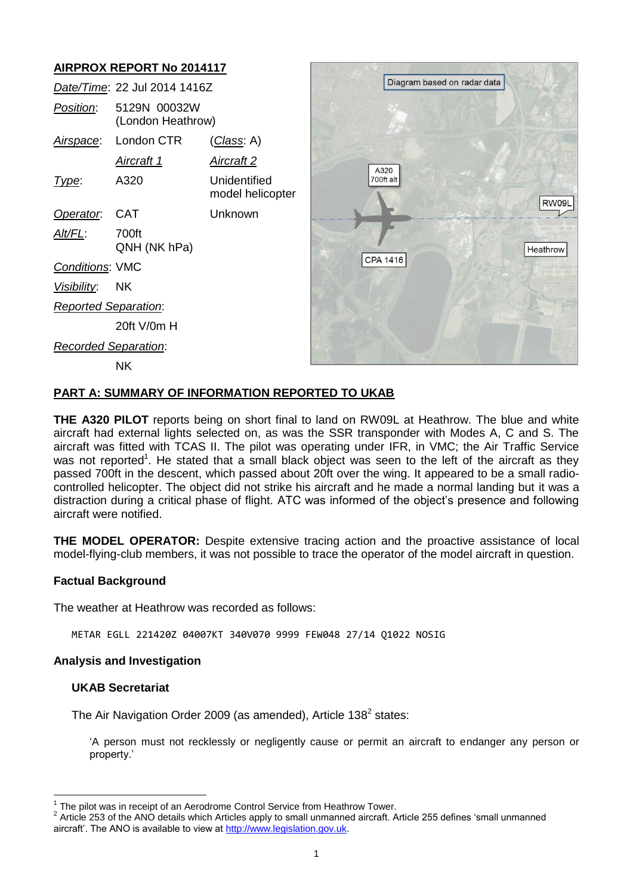# AIRPROX REPORT No 2014117

| | | |
|---|---|---|
| *Date/Time*: | 22 Jul 2014 1416Z | |
| *Position*: | 5129N 00032W (London Heathrow) | |
| *Airspace*: | London CTR | (*Class*: A) |
| | *Aircraft 1* | *Aircraft 2* |
| *Type*: | A320 | Unidentified model helicopter |
| *Operator*: | CAT | Unknown |
| *Alt/FL*: | 700ft QNH (NK hPa) | |
| *Conditions*: | VMC | |
| *Visibility*: | NK | |
| *Reported Separation*: | | |
| | 20ft V/0m H | |
| *Recorded Separation*: | | |
| | NK | |

Diagram based on radar data

A320 700ft alt

RW09L

Heathrow

CPA 1416

## PART A: SUMMARY OF INFORMATION REPORTED TO UKAB

**THE A320 PILOT** reports being on short final to land on RW09L at Heathrow. The blue and white aircraft had external lights selected on, as was the SSR transponder with Modes A, C and S. The aircraft was fitted with TCAS II. The pilot was operating under IFR, in VMC; the Air Traffic Service was not reported[1]. He stated that a small black object was seen to the left of the aircraft as they passed 700ft in the descent, which passed about 20ft over the wing. It appeared to be a small radio-controlled helicopter. The object did not strike his aircraft and he made a normal landing but it was a distraction during a critical phase of flight. ATC was informed of the object's presence and following aircraft were notified.

**THE MODEL OPERATOR:** Despite extensive tracing action and the proactive assistance of local model-flying-club members, it was not possible to trace the operator of the model aircraft in question.

### Factual Background

The weather at Heathrow was recorded as follows:

```
METAR EGLL 221420Z 04007KT 340V070 9999 FEW048 27/14 Q1022 NOSIG
```

### Analysis and Investigation

#### UKAB Secretariat

The Air Navigation Order 2009 (as amended), Article 138[2] states:

'A person must not recklessly or negligently cause or permit an aircraft to endanger any person or property.'

---

[1] The pilot was in receipt of an Aerodrome Control Service from Heathrow Tower.

[2] Article 253 of the ANO details which Articles apply to small unmanned aircraft. Article 255 defines 'small unmanned aircraft'. The ANO is available to view at http://www.legislation.gov.uk.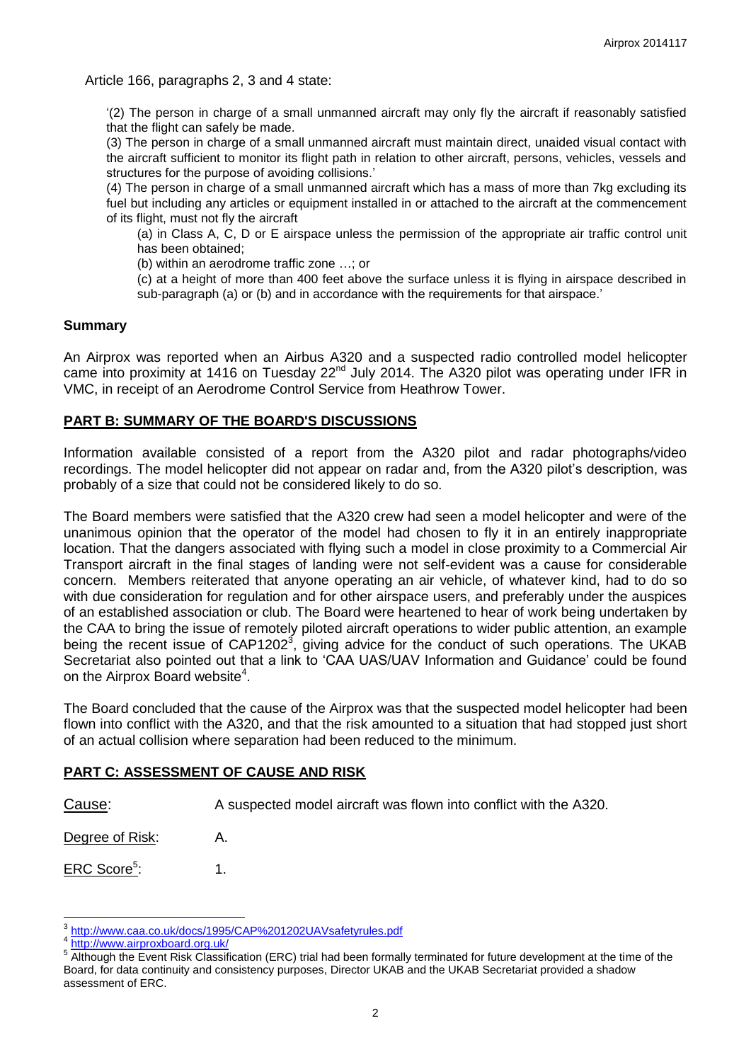Article 166, paragraphs 2, 3 and 4 state:

> '(2) The person in charge of a small unmanned aircraft may only fly the aircraft if reasonably satisfied that the flight can safely be made.
>
> (3) The person in charge of a small unmanned aircraft must maintain direct, unaided visual contact with the aircraft sufficient to monitor its flight path in relation to other aircraft, persons, vehicles, vessels and structures for the purpose of avoiding collisions.'
>
> (4) The person in charge of a small unmanned aircraft which has a mass of more than 7kg excluding its fuel but including any articles or equipment installed in or attached to the aircraft at the commencement of its flight, must not fly the aircraft
>
> (a) in Class A, C, D or E airspace unless the permission of the appropriate air traffic control unit has been obtained;
>
> (b) within an aerodrome traffic zone …; or
>
> (c) at a height of more than 400 feet above the surface unless it is flying in airspace described in sub-paragraph (a) or (b) and in accordance with the requirements for that airspace.'

## Summary

An Airprox was reported when an Airbus A320 and a suspected radio controlled model helicopter came into proximity at 1416 on Tuesday 22nd July 2014. The A320 pilot was operating under IFR in VMC, in receipt of an Aerodrome Control Service from Heathrow Tower.

## PART B: SUMMARY OF THE BOARD'S DISCUSSIONS

Information available consisted of a report from the A320 pilot and radar photographs/video recordings. The model helicopter did not appear on radar and, from the A320 pilot's description, was probably of a size that could not be considered likely to do so.

The Board members were satisfied that the A320 crew had seen a model helicopter and were of the unanimous opinion that the operator of the model had chosen to fly it in an entirely inappropriate location. That the dangers associated with flying such a model in close proximity to a Commercial Air Transport aircraft in the final stages of landing were not self-evident was a cause for considerable concern. Members reiterated that anyone operating an air vehicle, of whatever kind, had to do so with due consideration for regulation and for other airspace users, and preferably under the auspices of an established association or club. The Board were heartened to hear of work being undertaken by the CAA to bring the issue of remotely piloted aircraft operations to wider public attention, an example being the recent issue of CAP1202[3], giving advice for the conduct of such operations. The UKAB Secretariat also pointed out that a link to 'CAA UAS/UAV Information and Guidance' could be found on the Airprox Board website[4].

The Board concluded that the cause of the Airprox was that the suspected model helicopter had been flown into conflict with the A320, and that the risk amounted to a situation that had stopped just short of an actual collision where separation had been reduced to the minimum.

## PART C: ASSESSMENT OF CAUSE AND RISK

Cause: A suspected model aircraft was flown into conflict with the A320.

Degree of Risk: A.

ERC Score[5]: 1.

---

[3] http://www.caa.co.uk/docs/1995/CAP%201202UAVsafetyrules.pdf

[4] http://www.airproxboard.org.uk/

[5] Although the Event Risk Classification (ERC) trial had been formally terminated for future development at the time of the Board, for data continuity and consistency purposes, Director UKAB and the UKAB Secretariat provided a shadow assessment of ERC.